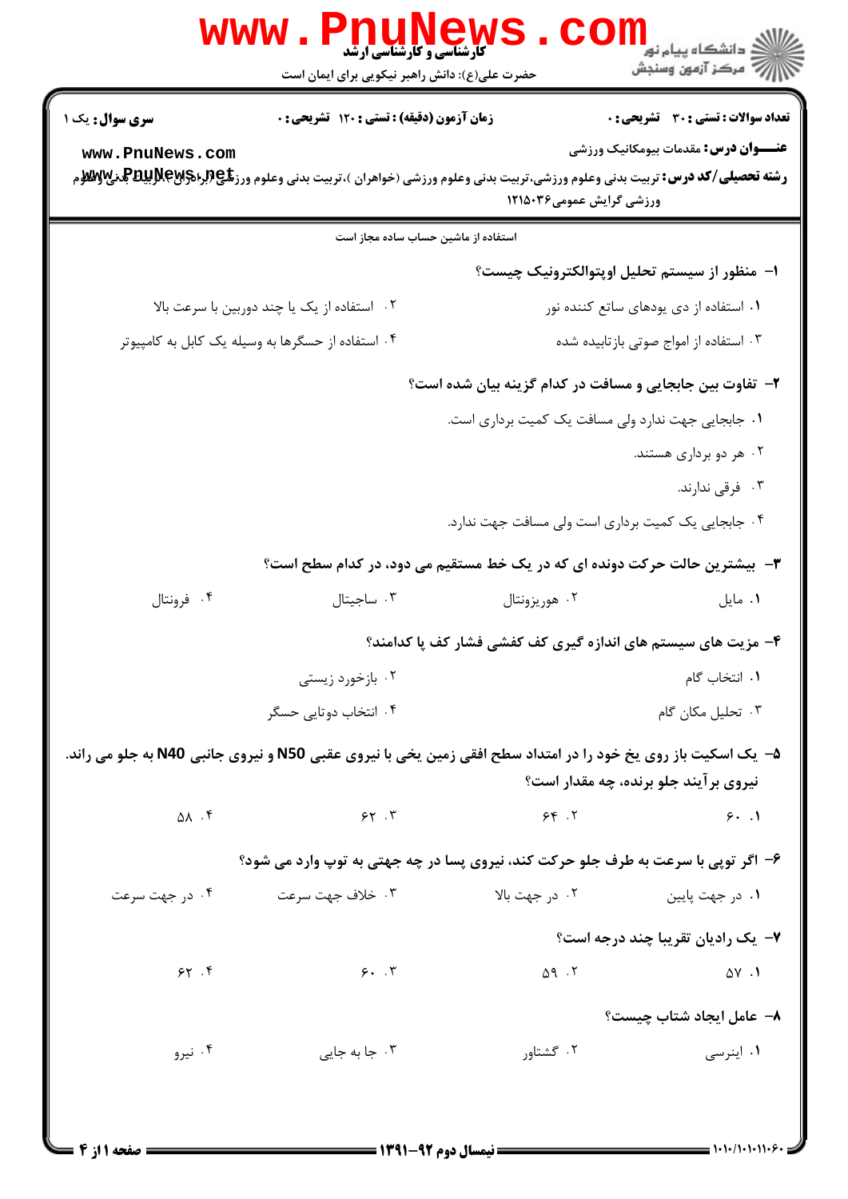**کارشناسی و کارشناسی ارشد**

حضرت علی(ع): دانش راهبر نیکویی برای ایمان است

**سری سوال:** یک ۱ | **زمان آزمون (دقیقه) : تستی : ۱۲۰ تشریحی : ۰** | **تعداد سوالات : تستی : ۳۰ تشریحی : ۰**

**عنـــوان درس:** مقدمات بیومکانیک ورزشی

**رشته تحصیلی/کد درس:** تربیت بدنی وعلوم ورزشی،تربیت بدنی وعلوم ورزشی (خواهران )،تربیت بدنی وعلوم ورزشی (برادران )،تربیت بدنی وعلوم ورزشی گرایش عمومی۱۲۱۵۰۳۶

استفاده از ماشین حساب ساده مجاز است

**۱- منظور از سیستم تحلیل اوپتوالکترونیک چیست؟**

۱. استفاده از دی یودهای ساتع کننده نور

۲. استفاده از یک یا چند دوربین با سرعت بالا

۳. استفاده از امواج صوتی بازتابیده شده

۴. استفاده از حسگرها به وسیله یک کابل به کامپیوتر

**۲- تفاوت بین جابجایی و مسافت در کدام گزینه بیان شده است؟**

۱. جابجایی جهت ندارد ولی مسافت یک کمیت برداری است.

۲. هر دو برداری هستند.

۳. فرقی ندارند.

۴. جابجایی یک کمیت برداری است ولی مسافت جهت ندارد.

**۳- بیشترین حالت حرکت دونده ای که در یک خط مستقیم می دود، در کدام سطح است؟**

۱. مایل

۲. هوریزونتال

۳. ساجیتال

۴. فرونتال

**۴- مزیت های سیستم های اندازه گیری کف کفشی فشار کف پا کدامند؟**

۱. انتخاب گام

۲. بازخورد زیستی

۳. تحلیل مکان گام

۴. انتخاب دوتایی حسگر

**۵- یک اسکیت باز روی یخ خود را در امتداد سطح افقی زمین یخی با نیروی عقبی N50 و نیروی جانبی N40 به جلو می راند. نیروی برآیند جلو برنده، چه مقدار است؟**

۱. ۶۰

۲. ۶۴

۳. ۶۲

۴. ۵۸

**۶- اگر توپی با سرعت به طرف جلو حرکت کند، نیروی پسا در چه جهتی به توپ وارد می شود؟**

۱. در جهت پایین

۲. در جهت بالا

۳. خلاف جهت سرعت

۴. در جهت سرعت

**۷- یک رادیان تقریبا چند درجه است؟**

۱. ۵۷

۲. ۵۹

۳. ۶۰

۴. ۶۲

**۸- عامل ایجاد شتاب چیست؟**

۱. اینرسی

۲. گشتاور

۳. جا به جایی

۴. نیرو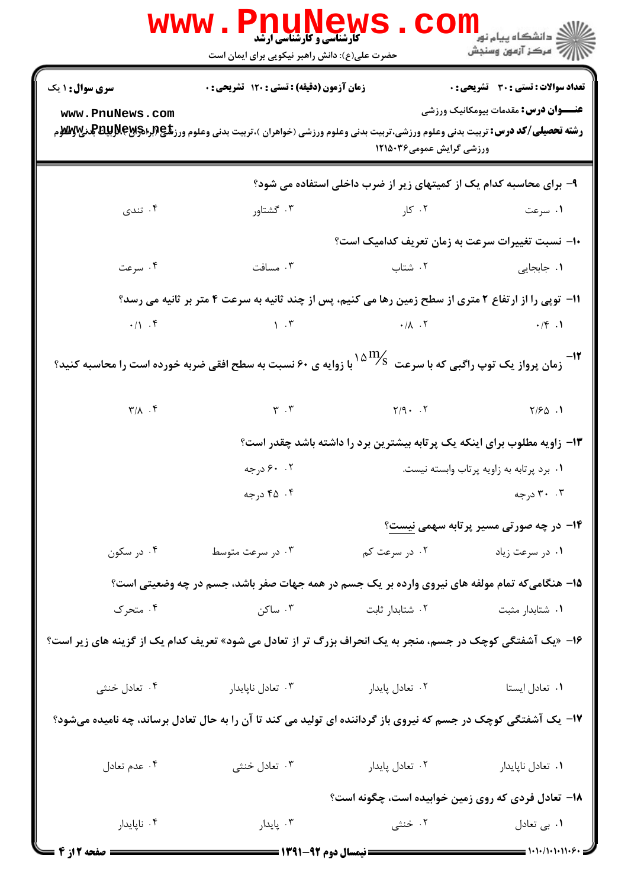۹- برای محاسبه کدام یک از کمیتهای زیر از ضرب داخلی استفاده می شود؟

۱. سرعت
۲. کار
۳. گشتاور
۴. تندی

۱۰- نسبت تغییرات سرعت به زمان تعریف کدامیک است؟

۱. جابجایی
۲. شتاب
۳. مسافت
۴. سرعت

۱۱- توپی را از ارتفاع ۲ متری از سطح زمین رها می کنیم، پس از چند ثانیه به سرعت ۴ متر بر ثانیه می رسد؟

۱. ۰/۴
۲. ۰/۸
۳. ۱
۴. ۰/۱

۱۲- زمان پرواز یک توپ راگبی که با سرعت $15\,m/s$ با زاویه ی ۶۰ نسبت به سطح افقی ضربه خورده است را محاسبه کنید؟

۱. ۲/۶۵
۲. ۲/۹۰
۳. ۳
۴. ۳/۸

۱۳- زاویه مطلوب برای اینکه یک پرتابه بیشترین برد را داشته باشد چقدر است؟

۱. برد پرتابه به زاویه پرتاب وابسته نیست.
۲. ۶۰ درجه
۳. ۳۰ درجه
۴. ۴۵ درجه

۱۴- در چه صورتی مسیر پرتابه سهمی نیست؟

۱. در سرعت زیاد
۲. در سرعت کم
۳. در سرعت متوسط
۴. در سکون

۱۵- هنگامی‌که تمام مولفه های نیروی وارده بر یک جسم در همه جهات صفر باشد، جسم در چه وضعیتی است؟

۱. شتابدار مثبت
۲. شتابدار ثابت
۳. ساکن
۴. متحرک

۱۶- «یک آشفتگی کوچک در جسم، منجر به یک انحراف بزرگ تر از تعادل می شود» تعریف کدام یک از گزینه های زیر است؟

۱. تعادل ایستا
۲. تعادل پایدار
۳. تعادل ناپایدار
۴. تعادل خنثی

۱۷- یک آشفتگی کوچک در جسم که نیروی باز گرداننده ای تولید می کند تا آن را به حال تعادل برساند، چه نامیده می‌شود؟

۱. تعادل ناپایدار
۲. تعادل پایدار
۳. تعادل خنثی
۴. عدم تعادل

۱۸- تعادل فردی که روی زمین خوابیده است، چگونه است؟

۱. بی تعادل
۲. خنثی
۳. پایدار
۴. ناپایدار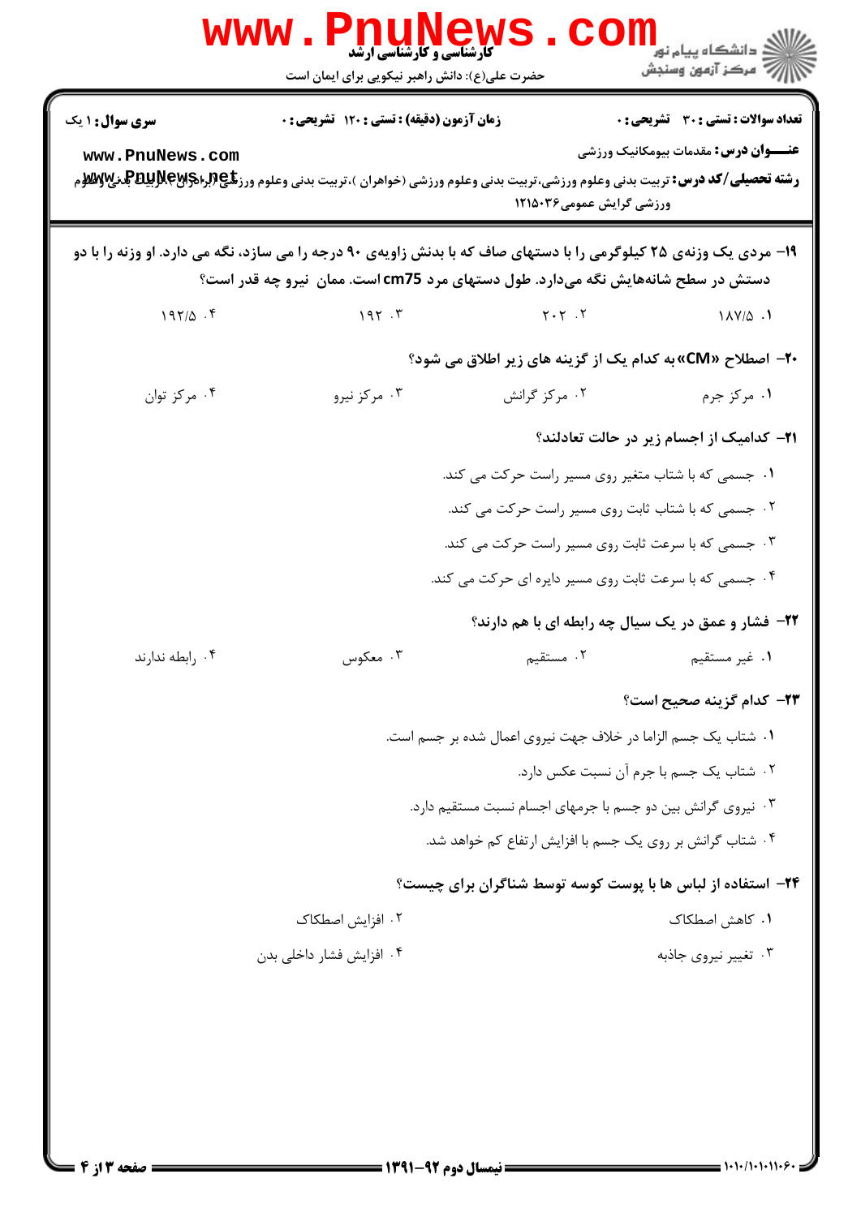۱۹- مردی یک وزنه‌ی ۲۵ کیلوگرمی را با دستهای صاف که با بدنش زاویه‌ی ۹۰ درجه را می سازد، نگه می دارد. او وزنه را با دو دستش در سطح شانه‌هایش نگه می‌دارد. طول دستهای مرد 75cm است. ممان نیرو چه قدر است؟

۱. ۱۸۷/۵
۲. ۲۰۲
۳. ۱۹۲
۴. ۱۹۲/۵

۲۰- اصطلاح «CM» به کدام یک از گزینه های زیر اطلاق می شود؟

۱. مرکز جرم
۲. مرکز گرانش
۳. مرکز نیرو
۴. مرکز توان

۲۱- کدامیک از اجسام زیر در حالت تعادلند؟

۱. جسمی که با شتاب متغیر روی مسیر راست حرکت می کند.
۲. جسمی که با شتاب ثابت روی مسیر راست حرکت می کند.
۳. جسمی که با سرعت ثابت روی مسیر راست حرکت می کند.
۴. جسمی که با سرعت ثابت روی مسیر دایره ای حرکت می کند.

۲۲- فشار و عمق در یک سیال چه رابطه ای با هم دارند؟

۱. غیر مستقیم
۲. مستقیم
۳. معکوس
۴. رابطه ندارند

۲۳- کدام گزینه صحیح است؟

۱. شتاب یک جسم الزاما در خلاف جهت نیروی اعمال شده بر جسم است.
۲. شتاب یک جسم با جرم آن نسبت عکس دارد.
۳. نیروی گرانش بین دو جسم با جرمهای اجسام نسبت مستقیم دارد.
۴. شتاب گرانش بر روی یک جسم با افزایش ارتفاع کم خواهد شد.

۲۴- استفاده از لباس ها با پوست کوسه توسط شناگران برای چیست؟

۱. کاهش اصطکاک
۲. افزایش اصطکاک
۳. تغییر نیروی جاذبه
۴. افزایش فشار داخلی بدن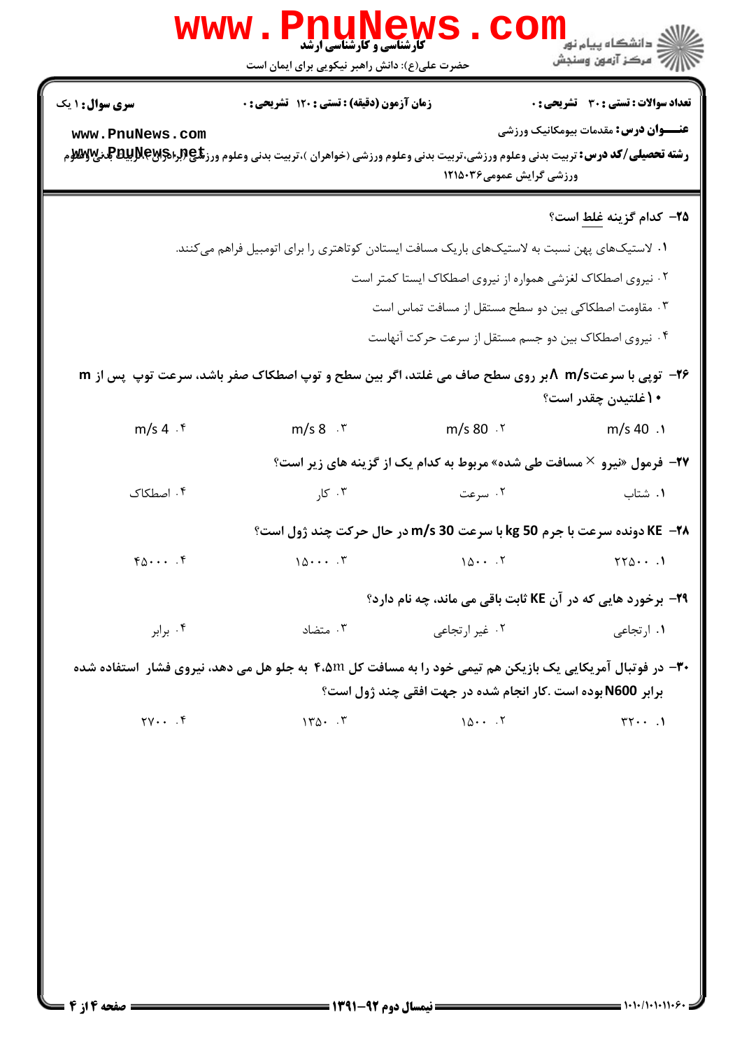**سری سوال:** ۱ یک

**زمان آزمون (دقیقه) : تستی : ۱۲۰ تشریحی : ۰**

**تعداد سوالات : تستی : ۳۰ تشریحی : ۰**

**عنـــوان درس:** مقدمات بیومکانیک ورزشی

**رشته تحصیلی/کد درس:** تربیت بدنی وعلوم ورزشی،تربیت بدنی وعلوم ورزشی (خواهران )،تربیت بدنی وعلوم ورزشی (برادران)،تربیت بدنی وعلوم ورزشی گرایش عمومی۱۲۱۵۰۳۶

---

**۲۵- کدام گزینه غلط است؟**

۱. لاستیک‌های پهن نسبت به لاستیک‌های باریک مسافت ایستادن کوتاهتری را برای اتومبیل فراهم می‌کنند.

۲. نیروی اصطکاک لغزشی همواره از نیروی اصطکاک ایستا کمتر است

۳. مقاومت اصطکاکی بین دو سطح مستقل از مسافت تماس است

۴. نیروی اصطکاک بین دو جسم مستقل از سرعت حرکت آنهاست

**۲۶- توپی با سرعت ۸ m/s بر روی سطح صاف می غلتد، اگر بین سطح و توپ اصطکاک صفر باشد، سرعت توپ پس از m ۱۰ غلتیدن چقدر است؟**

۱. 40 m/s

۲. 80 m/s

۳. 8 m/s

۴. 4 m/s

**۲۷- فرمول «نیرو × مسافت طی شده» مربوط به کدام یک از گزینه های زیر است؟**

۱. شتاب

۲. سرعت

۳. کار

۴. اصطکاک

**۲۸- KE دونده سرعت با جرم 50 kg با سرعت 30 m/s در حال حرکت چند ژول است؟**

۱. ۲۲۵۰۰

۲. ۱۵۰۰

۳. ۱۵۰۰۰

۴. ۴۵۰۰۰

**۲۹- برخورد هایی که در آن KE ثابت باقی می ماند، چه نام دارد؟**

۱. ارتجاعی

۲. غیر ارتجاعی

۳. متضاد

۴. برابر

**۳۰- در فوتبال آمریکایی یک بازیکن هم تیمی خود را به مسافت کل ۴.۵m به جلو هل می دهد، نیروی فشار استفاده شده برابر N600 بوده است .کار انجام شده در جهت افقی چند ژول است؟**

۱. ۳۲۰۰

۲. ۱۵۰۰

۳. ۱۳۵۰

۴. ۲۷۰۰